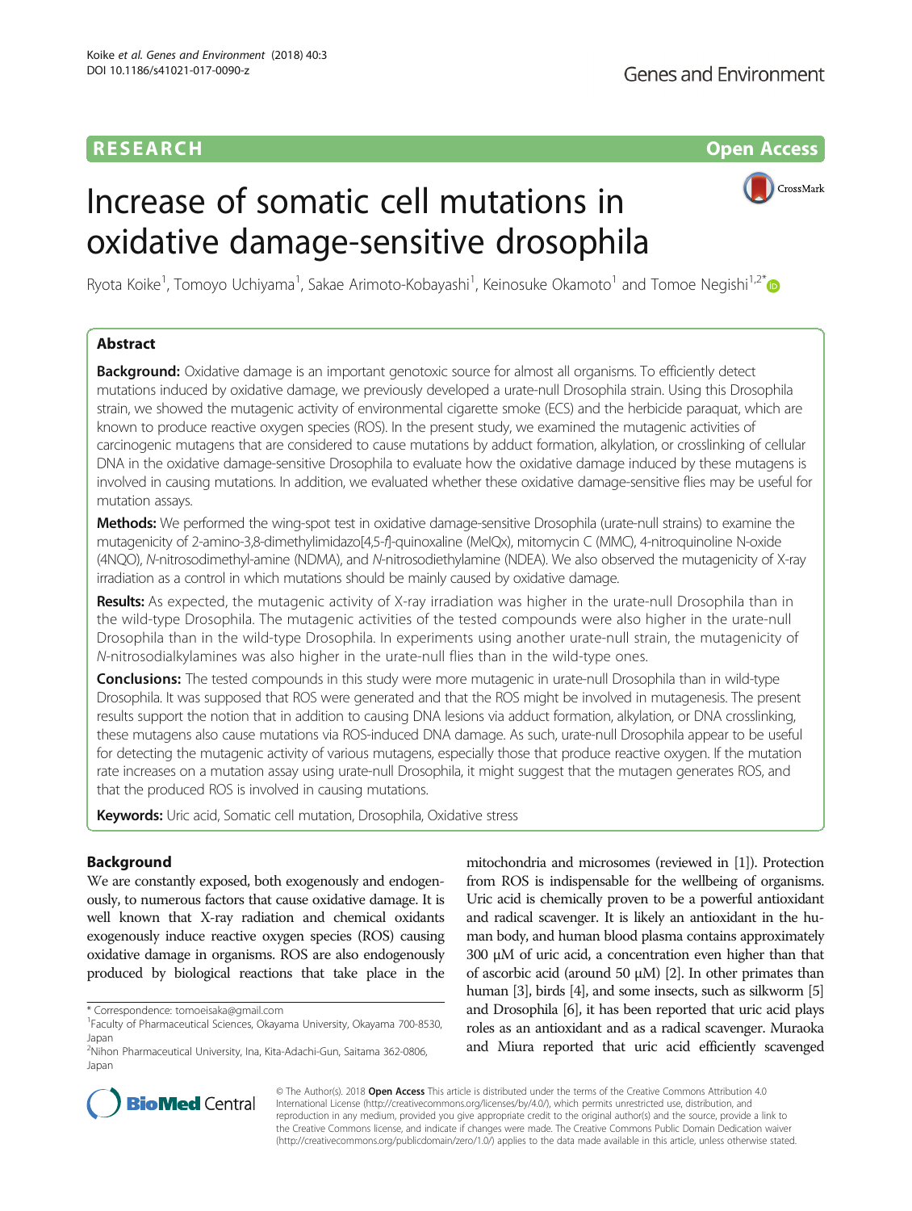RESEARCH

Open Access

# Increase of somatic cell mutations in oxidative damage-sensitive drosophila

Ryota Koike[1], Tomoyo Uchiyama[1], Sakae Arimoto-Kobayashi[1], Keinosuke Okamoto[1] and Tomoe Negishi[1,2*]

## Abstract

**Background:** Oxidative damage is an important genotoxic source for almost all organisms. To efficiently detect mutations induced by oxidative damage, we previously developed a urate-null Drosophila strain. Using this Drosophila strain, we showed the mutagenic activity of environmental cigarette smoke (ECS) and the herbicide paraquat, which are known to produce reactive oxygen species (ROS). In the present study, we examined the mutagenic activities of carcinogenic mutagens that are considered to cause mutations by adduct formation, alkylation, or crosslinking of cellular DNA in the oxidative damage-sensitive Drosophila to evaluate how the oxidative damage induced by these mutagens is involved in causing mutations. In addition, we evaluated whether these oxidative damage-sensitive flies may be useful for mutation assays.

**Methods:** We performed the wing-spot test in oxidative damage-sensitive Drosophila (urate-null strains) to examine the mutagenicity of 2-amino-3,8-dimethylimidazo[4,5-*f*]-quinoxaline (MeIQx), mitomycin C (MMC), 4-nitroquinoline N-oxide (4NQO), *N*-nitrosodimethyl-amine (NDMA), and *N*-nitrosodiethylamine (NDEA). We also observed the mutagenicity of X-ray irradiation as a control in which mutations should be mainly caused by oxidative damage.

**Results:** As expected, the mutagenic activity of X-ray irradiation was higher in the urate-null Drosophila than in the wild-type Drosophila. The mutagenic activities of the tested compounds were also higher in the urate-null Drosophila than in the wild-type Drosophila. In experiments using another urate-null strain, the mutagenicity of *N*-nitrosodialkylamines was also higher in the urate-null flies than in the wild-type ones.

**Conclusions:** The tested compounds in this study were more mutagenic in urate-null Drosophila than in wild-type Drosophila. It was supposed that ROS were generated and that the ROS might be involved in mutagenesis. The present results support the notion that in addition to causing DNA lesions via adduct formation, alkylation, or DNA crosslinking, these mutagens also cause mutations via ROS-induced DNA damage. As such, urate-null Drosophila appear to be useful for detecting the mutagenic activity of various mutagens, especially those that produce reactive oxygen. If the mutation rate increases on a mutation assay using urate-null Drosophila, it might suggest that the mutagen generates ROS, and that the produced ROS is involved in causing mutations.

**Keywords:** Uric acid, Somatic cell mutation, Drosophila, Oxidative stress

## Background

We are constantly exposed, both exogenously and endogenously, to numerous factors that cause oxidative damage. It is well known that X-ray radiation and chemical oxidants exogenously induce reactive oxygen species (ROS) causing oxidative damage in organisms. ROS are also endogenously produced by biological reactions that take place in the mitochondria and microsomes (reviewed in [1]). Protection from ROS is indispensable for the wellbeing of organisms. Uric acid is chemically proven to be a powerful antioxidant and radical scavenger. It is likely an antioxidant in the human body, and human blood plasma contains approximately 300 μM of uric acid, a concentration even higher than that of ascorbic acid (around 50 μM) [2]. In other primates than human [3], birds [4], and some insects, such as silkworm [5] and Drosophila [6], it has been reported that uric acid plays roles as an antioxidant and as a radical scavenger. Muraoka and Miura reported that uric acid efficiently scavenged

* Correspondence: tomoeisaka@gmail.com
[1]Faculty of Pharmaceutical Sciences, Okayama University, Okayama 700-8530, Japan
[2]Nihon Pharmaceutical University, Ina, Kita-Adachi-Gun, Saitama 362-0806, Japan

© The Author(s). 2018 **Open Access** This article is distributed under the terms of the Creative Commons Attribution 4.0 International License (http://creativecommons.org/licenses/by/4.0/), which permits unrestricted use, distribution, and reproduction in any medium, provided you give appropriate credit to the original author(s) and the source, provide a link to the Creative Commons license, and indicate if changes were made. The Creative Commons Public Domain Dedication waiver (http://creativecommons.org/publicdomain/zero/1.0/) applies to the data made available in this article, unless otherwise stated.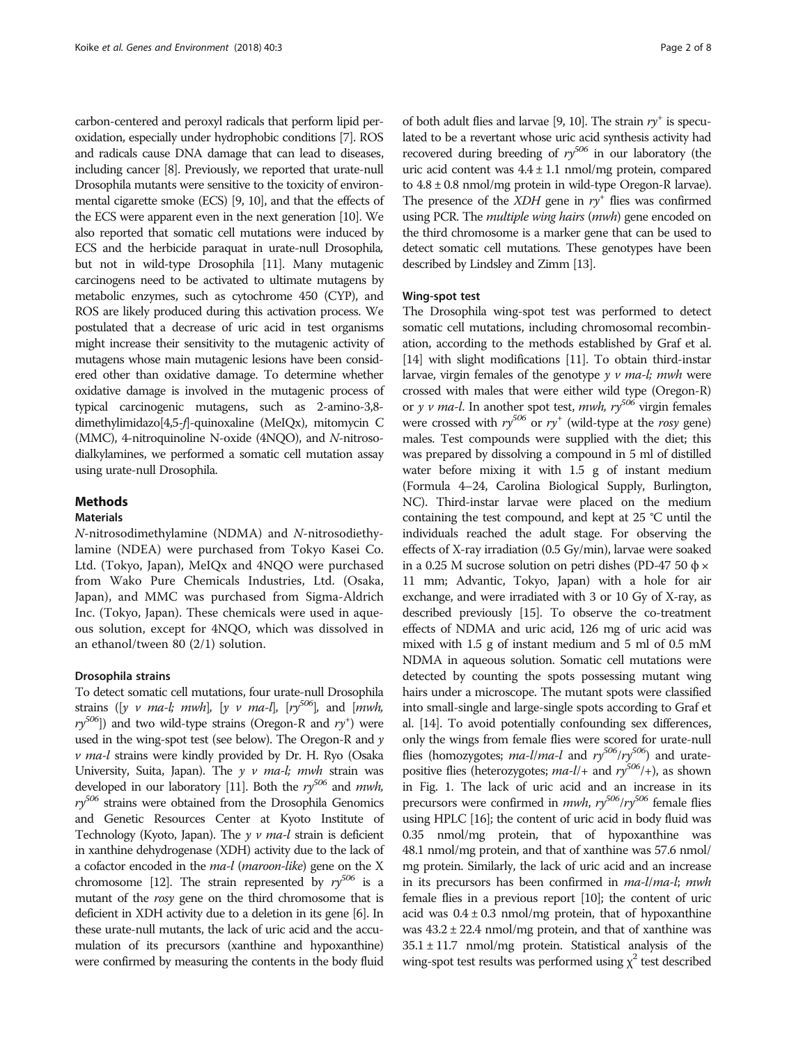carbon-centered and peroxyl radicals that perform lipid peroxidation, especially under hydrophobic conditions [7]. ROS and radicals cause DNA damage that can lead to diseases, including cancer [8]. Previously, we reported that urate-null Drosophila mutants were sensitive to the toxicity of environmental cigarette smoke (ECS) [9, 10], and that the effects of the ECS were apparent even in the next generation [10]. We also reported that somatic cell mutations were induced by ECS and the herbicide paraquat in urate-null Drosophila, but not in wild-type Drosophila [11]. Many mutagenic carcinogens need to be activated to ultimate mutagens by metabolic enzymes, such as cytochrome 450 (CYP), and ROS are likely produced during this activation process. We postulated that a decrease of uric acid in test organisms might increase their sensitivity to the mutagenic activity of mutagens whose main mutagenic lesions have been considered other than oxidative damage. To determine whether oxidative damage is involved in the mutagenic process of typical carcinogenic mutagens, such as 2-amino-3,8-dimethylimidazo[4,5-*f*]-quinoxaline (MeIQx), mitomycin C (MMC), 4-nitroquinoline N-oxide (4NQO), and *N*-nitrosodialkylamines, we performed a somatic cell mutation assay using urate-null Drosophila.

## Methods

### Materials

*N*-nitrosodimethylamine (NDMA) and *N*-nitrosodiethylamine (NDEA) were purchased from Tokyo Kasei Co. Ltd. (Tokyo, Japan), MeIQx and 4NQO were purchased from Wako Pure Chemicals Industries, Ltd. (Osaka, Japan), and MMC was purchased from Sigma-Aldrich Inc. (Tokyo, Japan). These chemicals were used in aqueous solution, except for 4NQO, which was dissolved in an ethanol/tween 80 (2/1) solution.

#### Drosophila strains

To detect somatic cell mutations, four urate-null Drosophila strains ([*y v ma-l; mwh*], [*y v ma-l*], [$ry^{506}$], and [*mwh*, $ry^{506}$]) and two wild-type strains (Oregon-R and $ry^{+}$) were used in the wing-spot test (see below). The Oregon-R and *y v ma-l* strains were kindly provided by Dr. H. Ryo (Osaka University, Suita, Japan). The *y v ma-l; mwh* strain was developed in our laboratory [11]. Both the $ry^{506}$ and *mwh*, $ry^{506}$ strains were obtained from the Drosophila Genomics and Genetic Resources Center at Kyoto Institute of Technology (Kyoto, Japan). The *y v ma-l* strain is deficient in xanthine dehydrogenase (XDH) activity due to the lack of a cofactor encoded in the *ma-l* (*maroon-like*) gene on the X chromosome [12]. The strain represented by $ry^{506}$ is a mutant of the *rosy* gene on the third chromosome that is deficient in XDH activity due to a deletion in its gene [6]. In these urate-null mutants, the lack of uric acid and the accumulation of its precursors (xanthine and hypoxanthine) were confirmed by measuring the contents in the body fluid of both adult flies and larvae [9, 10]. The strain $ry^{+}$ is speculated to be a revertant whose uric acid synthesis activity had recovered during breeding of $ry^{506}$ in our laboratory (the uric acid content was $4.4 \pm 1.1$ nmol/mg protein, compared to $4.8 \pm 0.8$ nmol/mg protein in wild-type Oregon-R larvae). The presence of the *XDH* gene in $ry^{+}$ flies was confirmed using PCR. The *multiple wing hairs* (*mwh*) gene encoded on the third chromosome is a marker gene that can be used to detect somatic cell mutations. These genotypes have been described by Lindsley and Zimm [13].

#### Wing-spot test

The Drosophila wing-spot test was performed to detect somatic cell mutations, including chromosomal recombination, according to the methods established by Graf et al. [14] with slight modifications [11]. To obtain third-instar larvae, virgin females of the genotype *y v ma-l; mwh* were crossed with males that were either wild type (Oregon-R) or *y v ma-l*. In another spot test, *mwh*, $ry^{506}$ virgin females were crossed with $ry^{506}$ or $ry^{+}$ (wild-type at the *rosy* gene) males. Test compounds were supplied with the diet; this was prepared by dissolving a compound in 5 ml of distilled water before mixing it with 1.5 g of instant medium (Formula 4–24, Carolina Biological Supply, Burlington, NC). Third-instar larvae were placed on the medium containing the test compound, and kept at 25 °C until the individuals reached the adult stage. For observing the effects of X-ray irradiation (0.5 Gy/min), larvae were soaked in a 0.25 M sucrose solution on petri dishes (PD-47 50 ϕ × 11 mm; Advantic, Tokyo, Japan) with a hole for air exchange, and were irradiated with 3 or 10 Gy of X-ray, as described previously [15]. To observe the co-treatment effects of NDMA and uric acid, 126 mg of uric acid was mixed with 1.5 g of instant medium and 5 ml of 0.5 mM NDMA in aqueous solution. Somatic cell mutations were detected by counting the spots possessing mutant wing hairs under a microscope. The mutant spots were classified into small-single and large-single spots according to Graf et al. [14]. To avoid potentially confounding sex differences, only the wings from female flies were scored for urate-null flies (homozygotes; *ma-l*/*ma-l* and $ry^{506}/ry^{506}$) and urate-positive flies (heterozygotes; *ma-l*/+ and $ry^{506}$/+), as shown in Fig. 1. The lack of uric acid and an increase in its precursors were confirmed in *mwh*, $ry^{506}/ry^{506}$ female flies using HPLC [16]; the content of uric acid in body fluid was 0.35 nmol/mg protein, that of hypoxanthine was 48.1 nmol/mg protein, and that of xanthine was 57.6 nmol/mg protein. Similarly, the lack of uric acid and an increase in its precursors has been confirmed in *ma-l*/*ma-l*; *mwh* female flies in a previous report [10]; the content of uric acid was $0.4 \pm 0.3$ nmol/mg protein, that of hypoxanthine was $43.2 \pm 22.4$ nmol/mg protein, and that of xanthine was $35.1 \pm 11.7$ nmol/mg protein. Statistical analysis of the wing-spot test results was performed using $\chi^2$ test described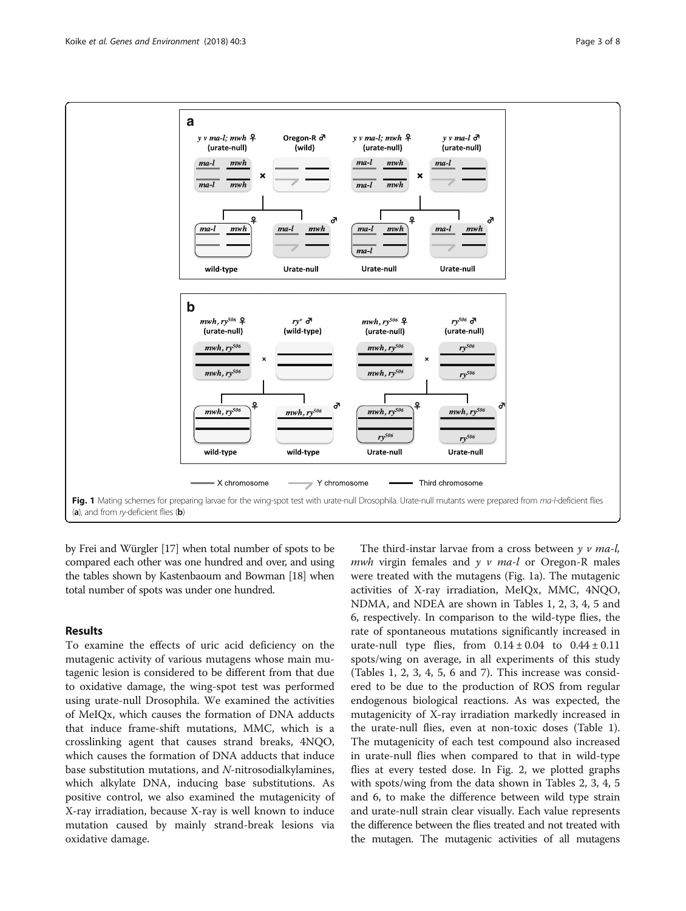a

*y v ma-l; mwh* ♀ (urate-null) × Oregon-R ♂ (wild)

*y v ma-l; mwh* ♀ (urate-null) × *y v ma-l* ♂ (urate-null)

wild-type | Urate-null | Urate-null | Urate-null

b

*mwh, ry*$^{506}$ ♀ (urate-null) × *ry*$^{+}$ ♂ (wild-type)

*mwh, ry*$^{506}$ ♀ (urate-null) × *ry*$^{506}$ ♂ (urate-null)

wild-type | wild-type | Urate-null | Urate-null

X chromosome — Y chromosome — Third chromosome

**Fig. 1** Mating schemes for preparing larvae for the wing-spot test with urate-null Drosophila. Urate-null mutants were prepared from *ma-l*-deficient flies (**a**), and from *ry*-deficient flies (**b**)

by Frei and Würgler [17] when total number of spots to be compared each other was one hundred and over, and using the tables shown by Kastenbaoum and Bowman [18] when total number of spots was under one hundred.

## Results

To examine the effects of uric acid deficiency on the mutagenic activity of various mutagens whose main mutagenic lesion is considered to be different from that due to oxidative damage, the wing-spot test was performed using urate-null Drosophila. We examined the activities of MeIQx, which causes the formation of DNA adducts that induce frame-shift mutations, MMC, which is a crosslinking agent that causes strand breaks, 4NQO, which causes the formation of DNA adducts that induce base substitution mutations, and *N*-nitrosodialkylamines, which alkylate DNA, inducing base substitutions. As positive control, we also examined the mutagenicity of X-ray irradiation, because X-ray is well known to induce mutation caused by mainly strand-break lesions via oxidative damage.

The third-instar larvae from a cross between *y v ma-l, mwh* virgin females and *y v ma-l* or Oregon-R males were treated with the mutagens (Fig. 1a). The mutagenic activities of X-ray irradiation, MeIQx, MMC, 4NQO, NDMA, and NDEA are shown in Tables 1, 2, 3, 4, 5 and 6, respectively. In comparison to the wild-type flies, the rate of spontaneous mutations significantly increased in urate-null type flies, from $0.14 \pm 0.04$ to $0.44 \pm 0.11$ spots/wing on average, in all experiments of this study (Tables 1, 2, 3, 4, 5, 6 and 7). This increase was considered to be due to the production of ROS from regular endogenous biological reactions. As was expected, the mutagenicity of X-ray irradiation markedly increased in the urate-null flies, even at non-toxic doses (Table 1). The mutagenicity of each test compound also increased in urate-null flies when compared to that in wild-type flies at every tested dose. In Fig. 2, we plotted graphs with spots/wing from the data shown in Tables 2, 3, 4, 5 and 6, to make the difference between wild type strain and urate-null strain clear visually. Each value represents the difference between the flies treated and not treated with the mutagen. The mutagenic activities of all mutagens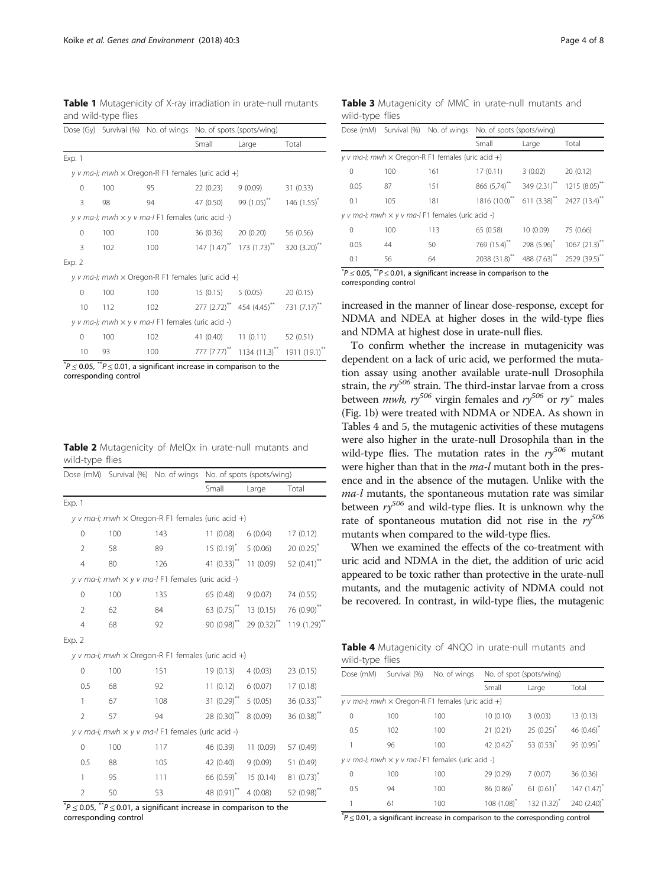**Table 1** Mutagenicity of X-ray irradiation in urate-null mutants and wild-type flies

| Dose (Gy) | Survival (%) | No. of wings | No. of spots (spots/wing) | | |
|---|---|---|---|---|---|
| | | | Small | Large | Total |
| Exp. 1 | | | | | |
| *y v ma-l; mwh* × Oregon-R F1 females (uric acid +) | | | | | |
| 0 | 100 | 95 | 22 (0.23) | 9 (0.09) | 31 (0.33) |
| 3 | 98 | 94 | 47 (0.50) | 99 (1.05)** | 146 (1.55)* |
| *y v ma-l; mwh* × *y v ma-l* F1 females (uric acid -) | | | | | |
| 0 | 100 | 100 | 36 (0.36) | 20 (0.20) | 56 (0.56) |
| 3 | 102 | 100 | 147 (1.47)** | 173 (1.73)** | 320 (3.20)** |
| Exp. 2 | | | | | |
| *y v ma-l; mwh* × Oregon-R F1 females (uric acid +) | | | | | |
| 0 | 100 | 100 | 15 (0.15) | 5 (0.05) | 20 (0.15) |
| 10 | 112 | 102 | 277 (2.72)** | 454 (4.45)** | 731 (7.17)** |
| *y v ma-l; mwh* × *y v ma-l* F1 females (uric acid -) | | | | | |
| 0 | 100 | 102 | 41 (0.40) | 11 (0.11) | 52 (0.51) |
| 10 | 93 | 100 | 777 (7.77)** | 1134 (11.3)** | 1911 (19.1)** |

*$P \leq 0.05$, **$P \leq 0.01$, a significant increase in comparison to the corresponding control

**Table 2** Mutagenicity of MeIQx in urate-null mutants and wild-type flies

| Dose (mM) | Survival (%) | No. of wings | No. of spots (spots/wing) | | |
|---|---|---|---|---|---|
| | | | Small | Large | Total |
| Exp. 1 | | | | | |
| *y v ma-l; mwh* × Oregon-R F1 females (uric acid +) | | | | | |
| 0 | 100 | 143 | 11 (0.08) | 6 (0.04) | 17 (0.12) |
| 2 | 58 | 89 | 15 (0.19)* | 5 (0.06) | 20 (0.25)* |
| 4 | 80 | 126 | 41 (0.33)** | 11 (0.09) | 52 (0.41)** |
| *y v ma-l; mwh* × *y v ma-l* F1 females (uric acid -) | | | | | |
| 0 | 100 | 135 | 65 (0.48) | 9 (0.07) | 74 (0.55) |
| 2 | 62 | 84 | 63 (0.75)** | 13 (0.15) | 76 (0.90)** |
| 4 | 68 | 92 | 90 (0.98)** | 29 (0.32)** | 119 (1.29)** |
| Exp. 2 | | | | | |
| *y v ma-l; mwh* × Oregon-R F1 females (uric acid +) | | | | | |
| 0 | 100 | 151 | 19 (0.13) | 4 (0.03) | 23 (0.15) |
| 0.5 | 68 | 92 | 11 (0.12) | 6 (0.07) | 17 (0.18) |
| 1 | 67 | 108 | 31 (0.29)** | 5 (0.05) | 36 (0.33)** |
| 2 | 57 | 94 | 28 (0.30)** | 8 (0.09) | 36 (0.38)** |
| *y v ma-l; mwh* × *y v ma-l* F1 females (uric acid -) | | | | | |
| 0 | 100 | 117 | 46 (0.39) | 11 (0.09) | 57 (0.49) |
| 0.5 | 88 | 105 | 42 (0.40) | 9 (0.09) | 51 (0.49) |
| 1 | 95 | 111 | 66 (0.59)* | 15 (0.14) | 81 (0.73)* |
| 2 | 50 | 53 | 48 (0.91)** | 4 (0.08) | 52 (0.98)** |

*$P \leq 0.05$, **$P \leq 0.01$, a significant increase in comparison to the corresponding control

**Table 3** Mutagenicity of MMC in urate-null mutants and wild-type flies

| Dose (mM) | Survival (%) | No. of wings | No. of spots (spots/wing) | | |
|---|---|---|---|---|---|
| | | | Small | Large | Total |
| *y v ma-l; mwh* × Oregon-R F1 females (uric acid +) | | | | | |
| 0 | 100 | 161 | 17 (0.11) | 3 (0.02) | 20 (0.12) |
| 0.05 | 87 | 151 | 866 (5,74)** | 349 (2.31)** | 1215 (8.05)** |
| 0.1 | 105 | 181 | 1816 (10.0)** | 611 (3.38)** | 2427 (13.4)** |
| *y v ma-l; mwh* × *y v ma-l* F1 females (uric acid -) | | | | | |
| 0 | 100 | 113 | 65 (0.58) | 10 (0.09) | 75 (0.66) |
| 0.05 | 44 | 50 | 769 (15.4)** | 298 (5.96)* | 1067 (21.3)** |
| 0.1 | 56 | 64 | 2038 (31.8)** | 488 (7.63)** | 2529 (39.5)** |

*$P \leq 0.05$, **$P \leq 0.01$, a significant increase in comparison to the corresponding control

increased in the manner of linear dose-response, except for NDMA and NDEA at higher doses in the wild-type flies and NDMA at highest dose in urate-null flies.

To confirm whether the increase in mutagenicity was dependent on a lack of uric acid, we performed the mutation assay using another available urate-null Drosophila strain, the $ry^{506}$ strain. The third-instar larvae from a cross between *mwh*, $ry^{506}$ virgin females and $ry^{506}$ or $ry^{+}$ males (Fig. 1b) were treated with NDMA or NDEA. As shown in Tables 4 and 5, the mutagenic activities of these mutagens were also higher in the urate-null Drosophila than in the wild-type flies. The mutation rates in the $ry^{506}$ mutant were higher than that in the *ma-l* mutant both in the presence and in the absence of the mutagen. Unlike with the *ma-l* mutants, the spontaneous mutation rate was similar between $ry^{506}$ and wild-type flies. It is unknown why the rate of spontaneous mutation did not rise in the $ry^{506}$ mutants when compared to the wild-type flies.

When we examined the effects of the co-treatment with uric acid and NDMA in the diet, the addition of uric acid appeared to be toxic rather than protective in the urate-null mutants, and the mutagenic activity of NDMA could not be recovered. In contrast, in wild-type flies, the mutagenic

**Table 4** Mutagenicity of 4NQO in urate-null mutants and wild-type flies

| Dose (mM) | Survival (%) | No. of wings | No. of spot (spots/wing) | | |
|---|---|---|---|---|---|
| | | | Small | Large | Total |
| *y v ma-l; mwh* × Oregon-R F1 females (uric acid +) | | | | | |
| 0 | 100 | 100 | 10 (0.10) | 3 (0.03) | 13 (0.13) |
| 0.5 | 102 | 100 | 21 (0.21) | 25 (0.25)* | 46 (0.46)* |
| 1 | 96 | 100 | 42 (0.42)* | 53 (0.53)* | 95 (0.95)* |
| *y v ma-l; mwh* × *y v ma-l* F1 females (uric acid -) | | | | | |
| 0 | 100 | 100 | 29 (0.29) | 7 (0.07) | 36 (0.36) |
| 0.5 | 94 | 100 | 86 (0.86)* | 61 (0.61)* | 147 (1.47)* |
| 1 | 61 | 100 | 108 (1.08)* | 132 (1.32)* | 240 (2.40)* |

*$P \leq 0.01$, a significant increase in comparison to the corresponding control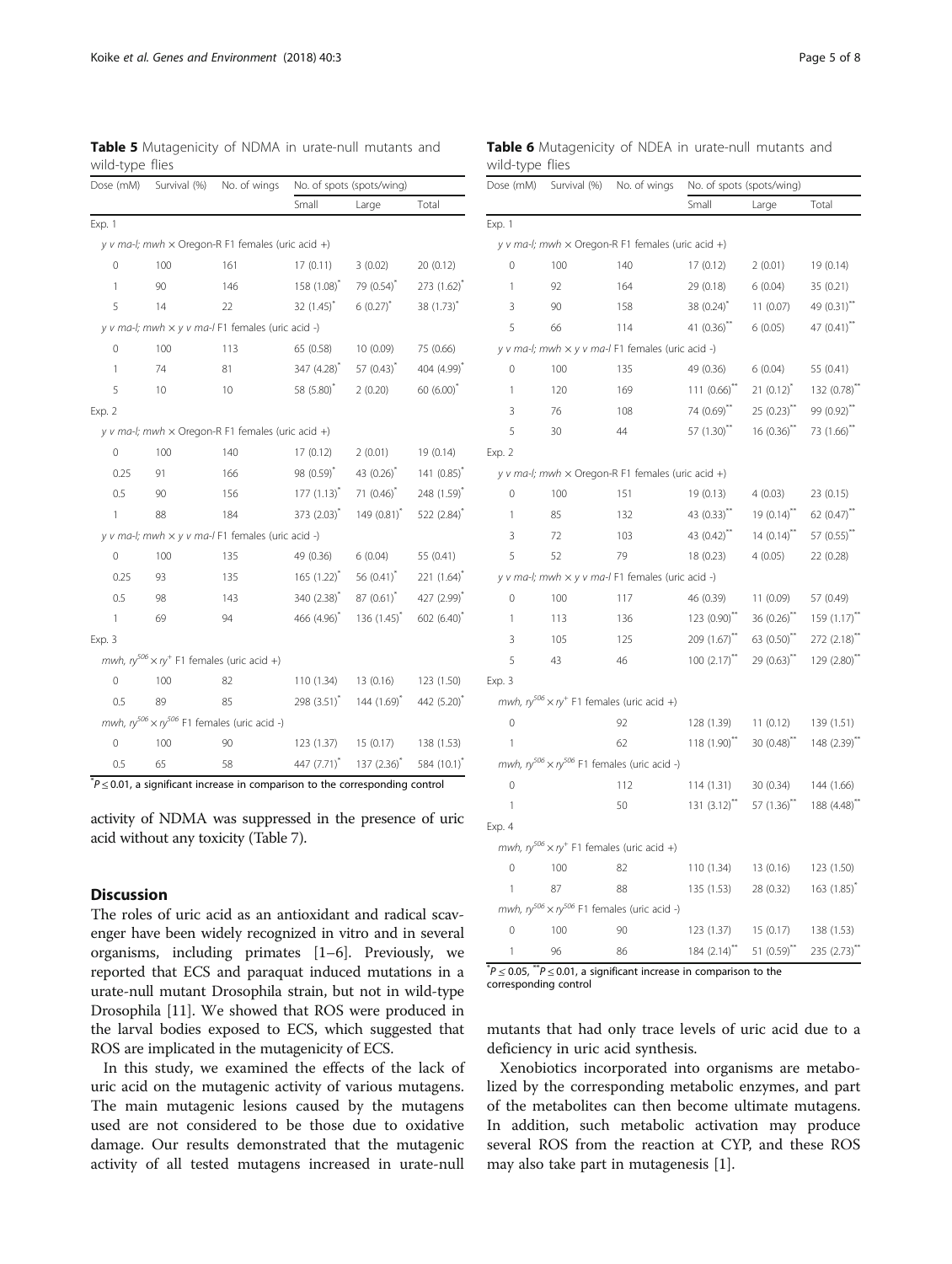**Table 5** Mutagenicity of NDMA in urate-null mutants and wild-type flies

| Dose (mM) | Survival (%) | No. of wings | No. of spots (spots/wing) | | |
|---|---|---|---|---|---|
| | | | Small | Large | Total |
| Exp. 1 | | | | | |
| *y v ma-l; mwh* × Oregon-R F1 females (uric acid +) | | | | | |
| 0 | 100 | 161 | 17 (0.11) | 3 (0.02) | 20 (0.12) |
| 1 | 90 | 146 | 158 (1.08)* | 79 (0.54)* | 273 (1.62)* |
| 5 | 14 | 22 | 32 (1.45)* | 6 (0.27)* | 38 (1.73)* |
| *y v ma-l; mwh* × *y v ma-l* F1 females (uric acid -) | | | | | |
| 0 | 100 | 113 | 65 (0.58) | 10 (0.09) | 75 (0.66) |
| 1 | 74 | 81 | 347 (4.28)* | 57 (0.43)* | 404 (4.99)* |
| 5 | 10 | 10 | 58 (5.80)* | 2 (0.20) | 60 (6.00)* |
| Exp. 2 | | | | | |
| *y v ma-l; mwh* × Oregon-R F1 females (uric acid +) | | | | | |
| 0 | 100 | 140 | 17 (0.12) | 2 (0.01) | 19 (0.14) |
| 0.25 | 91 | 166 | 98 (0.59)* | 43 (0.26)* | 141 (0.85)* |
| 0.5 | 90 | 156 | 177 (1.13)* | 71 (0.46)* | 248 (1.59)* |
| 1 | 88 | 184 | 373 (2.03)* | 149 (0.81)* | 522 (2.84)* |
| *y v ma-l; mwh* × *y v ma-l* F1 females (uric acid -) | | | | | |
| 0 | 100 | 135 | 49 (0.36) | 6 (0.04) | 55 (0.41) |
| 0.25 | 93 | 135 | 165 (1.22)* | 56 (0.41)* | 221 (1.64)* |
| 0.5 | 98 | 143 | 340 (2.38)* | 87 (0.61)* | 427 (2.99)* |
| 1 | 69 | 94 | 466 (4.96)* | 136 (1.45)* | 602 (6.40)* |
| Exp. 3 | | | | | |
| *mwh*, $ry^{506}$ × $ry^{+}$ F1 females (uric acid +) | | | | | |
| 0 | 100 | 82 | 110 (1.34) | 13 (0.16) | 123 (1.50) |
| 0.5 | 89 | 85 | 298 (3.51)* | 144 (1.69)* | 442 (5.20)* |
| *mwh*, $ry^{506}$ × $ry^{506}$ F1 females (uric acid -) | | | | | |
| 0 | 100 | 90 | 123 (1.37) | 15 (0.17) | 138 (1.53) |
| 0.5 | 65 | 58 | 447 (7.71)* | 137 (2.36)* | 584 (10.1)* |

*$P \leq 0.01$, a significant increase in comparison to the corresponding control

**Table 6** Mutagenicity of NDEA in urate-null mutants and wild-type flies

| Dose (mM) | Survival (%) | No. of wings | No. of spots (spots/wing) | | |
|---|---|---|---|---|---|
| | | | Small | Large | Total |
| Exp. 1 | | | | | |
| *y v ma-l; mwh* × Oregon-R F1 females (uric acid +) | | | | | |
| 0 | 100 | 140 | 17 (0.12) | 2 (0.01) | 19 (0.14) |
| 1 | 92 | 164 | 29 (0.18) | 6 (0.04) | 35 (0.21) |
| 3 | 90 | 158 | 38 (0.24)* | 11 (0.07) | 49 (0.31)** |
| 5 | 66 | 114 | 41 (0.36)** | 6 (0.05) | 47 (0.41)** |
| *y v ma-l; mwh* × *y v ma-l* F1 females (uric acid -) | | | | | |
| 0 | 100 | 135 | 49 (0.36) | 6 (0.04) | 55 (0.41) |
| 1 | 120 | 169 | 111 (0.66)** | 21 (0.12)* | 132 (0.78)** |
| 3 | 76 | 108 | 74 (0.69)** | 25 (0.23)** | 99 (0.92)** |
| 5 | 30 | 44 | 57 (1.30)** | 16 (0.36)** | 73 (1.66)** |
| Exp. 2 | | | | | |
| *y v ma-l; mwh* × Oregon-R F1 females (uric acid +) | | | | | |
| 0 | 100 | 151 | 19 (0.13) | 4 (0.03) | 23 (0.15) |
| 1 | 85 | 132 | 43 (0.33)** | 19 (0.14)** | 62 (0.47)** |
| 3 | 72 | 103 | 43 (0.42)** | 14 (0.14)** | 57 (0.55)** |
| 5 | 52 | 79 | 18 (0.23) | 4 (0.05) | 22 (0.28) |
| *y v ma-l; mwh* × *y v ma-l* F1 females (uric acid -) | | | | | |
| 0 | 100 | 117 | 46 (0.39) | 11 (0.09) | 57 (0.49) |
| 1 | 113 | 136 | 123 (0.90)** | 36 (0.26)** | 159 (1.17)** |
| 3 | 105 | 125 | 209 (1.67)** | 63 (0.50)** | 272 (2.18)** |
| 5 | 43 | 46 | 100 (2.17)** | 29 (0.63)** | 129 (2.80)** |
| Exp. 3 | | | | | |
| *mwh*, $ry^{506}$ × $ry^{+}$ F1 females (uric acid +) | | | | | |
| 0 | | 92 | 128 (1.39) | 11 (0.12) | 139 (1.51) |
| 1 | | 62 | 118 (1.90)** | 30 (0.48)** | 148 (2.39)** |
| *mwh*, $ry^{506}$ × $ry^{506}$ F1 females (uric acid -) | | | | | |
| 0 | | 112 | 114 (1.31) | 30 (0.34) | 144 (1.66) |
| 1 | | 50 | 131 (3.12)** | 57 (1.36)** | 188 (4.48)** |
| Exp. 4 | | | | | |
| *mwh*, $ry^{506}$ × $ry^{+}$ F1 females (uric acid +) | | | | | |
| 0 | 100 | 82 | 110 (1.34) | 13 (0.16) | 123 (1.50) |
| 1 | 87 | 88 | 135 (1.53) | 28 (0.32) | 163 (1.85)* |
| *mwh*, $ry^{506}$ × $ry^{506}$ F1 females (uric acid -) | | | | | |
| 0 | 100 | 90 | 123 (1.37) | 15 (0.17) | 138 (1.53) |
| 1 | 96 | 86 | 184 (2.14)** | 51 (0.59)** | 235 (2.73)** |

*$P \leq 0.05$, **$P \leq 0.01$, a significant increase in comparison to the corresponding control

activity of NDMA was suppressed in the presence of uric acid without any toxicity (Table 7).

## Discussion

The roles of uric acid as an antioxidant and radical scavenger have been widely recognized in vitro and in several organisms, including primates [1–6]. Previously, we reported that ECS and paraquat induced mutations in a urate-null mutant Drosophila strain, but not in wild-type Drosophila [11]. We showed that ROS were produced in the larval bodies exposed to ECS, which suggested that ROS are implicated in the mutagenicity of ECS.

In this study, we examined the effects of the lack of uric acid on the mutagenic activity of various mutagens. The main mutagenic lesions caused by the mutagens used are not considered to be those due to oxidative damage. Our results demonstrated that the mutagenic activity of all tested mutagens increased in urate-null mutants that had only trace levels of uric acid due to a deficiency in uric acid synthesis.

Xenobiotics incorporated into organisms are metabolized by the corresponding metabolic enzymes, and part of the metabolites can then become ultimate mutagens. In addition, such metabolic activation may produce several ROS from the reaction at CYP, and these ROS may also take part in mutagenesis [1].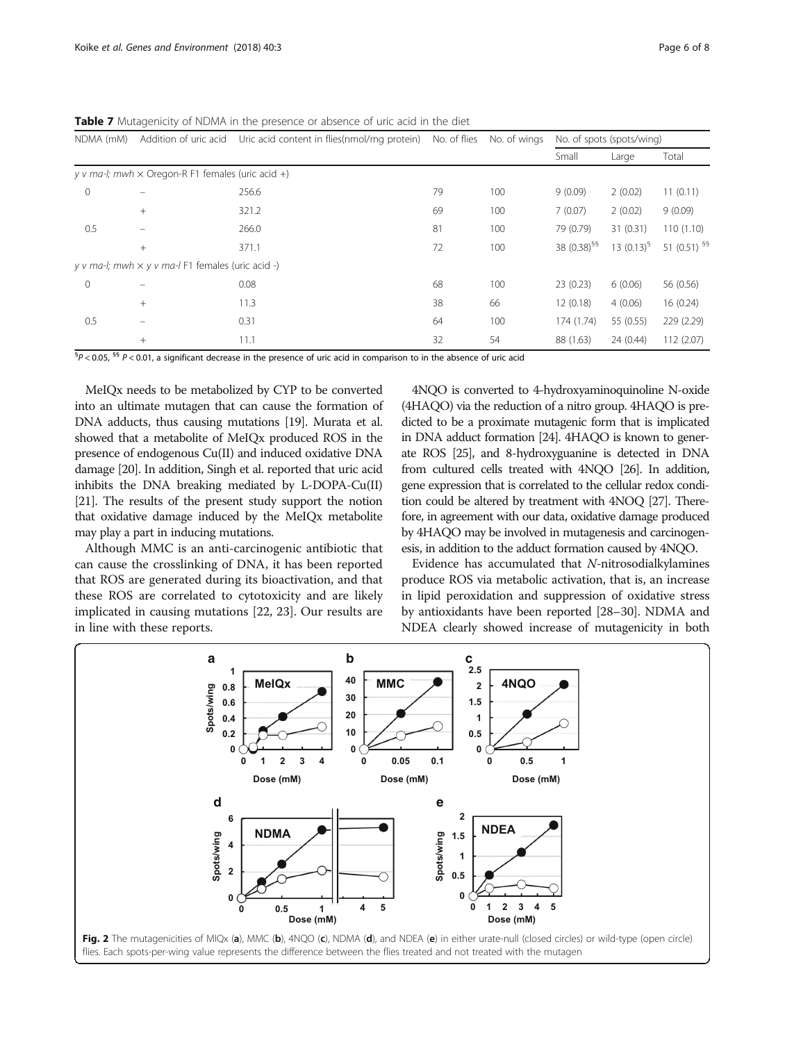**Table 7** Mutagenicity of NDMA in the presence or absence of uric acid in the diet

| NDMA (mM) | Addition of uric acid | Uric acid content in flies(nmol/mg protein) | No. of flies | No. of wings | No. of spots (spots/wing) | | |
|---|---|---|---|---|---|---|---|
| | | | | | Small | Large | Total |
| *y v ma-l; mwh* × Oregon-R F1 females (uric acid +) | | | | | | | |
| 0 | − | 256.6 | 79 | 100 | 9 (0.09) | 2 (0.02) | 11 (0.11) |
| | + | 321.2 | 69 | 100 | 7 (0.07) | 2 (0.02) | 9 (0.09) |
| 0.5 | − | 266.0 | 81 | 100 | 79 (0.79) | 31 (0.31) | 110 (1.10) |
| | + | 371.1 | 72 | 100 | 38 (0.38)[§§] | 13 (0.13)[§] | 51 (0.51)[§§] |
| *y v ma-l; mwh* × *y v ma-l* F1 females (uric acid -) | | | | | | | |
| 0 | − | 0.08 | 68 | 100 | 23 (0.23) | 6 (0.06) | 56 (0.56) |
| | + | 11.3 | 38 | 66 | 12 (0.18) | 4 (0.06) | 16 (0.24) |
| 0.5 | − | 0.31 | 64 | 100 | 174 (1.74) | 55 (0.55) | 229 (2.29) |
| | + | 11.1 | 32 | 54 | 88 (1.63) | 24 (0.44) | 112 (2.07) |

[§] $P < 0.05$, [§§] $P < 0.01$, a significant decrease in the presence of uric acid in comparison to in the absence of uric acid

MeIQx needs to be metabolized by CYP to be converted into an ultimate mutagen that can cause the formation of DNA adducts, thus causing mutations [19]. Murata et al. showed that a metabolite of MeIQx produced ROS in the presence of endogenous Cu(II) and induced oxidative DNA damage [20]. In addition, Singh et al. reported that uric acid inhibits the DNA breaking mediated by L-DOPA-Cu(II) [21]. The results of the present study support the notion that oxidative damage induced by the MeIQx metabolite may play a part in inducing mutations.

Although MMC is an anti-carcinogenic antibiotic that can cause the crosslinking of DNA, it has been reported that ROS are generated during its bioactivation, and that these ROS are correlated to cytotoxicity and are likely implicated in causing mutations [22, 23]. Our results are in line with these reports.

4NQO is converted to 4-hydroxyaminoquinoline N-oxide (4HAQO) via the reduction of a nitro group. 4HAQO is predicted to be a proximate mutagenic form that is implicated in DNA adduct formation [24]. 4HAQO is known to generate ROS [25], and 8-hydroxyguanine is detected in DNA from cultured cells treated with 4NQO [26]. In addition, gene expression that is correlated to the cellular redox condition could be altered by treatment with 4NOQ [27]. Therefore, in agreement with our data, oxidative damage produced by 4HAQO may be involved in mutagenesis and carcinogenesis, in addition to the adduct formation caused by 4NQO.

Evidence has accumulated that *N*-nitrosodialkylamines produce ROS via metabolic activation, that is, an increase in lipid peroxidation and suppression of oxidative stress by antioxidants have been reported [28–30]. NDMA and NDEA clearly showed increase of mutagenicity in both

a MeIQx Spots/wing Dose (mM)
b MMC Dose (mM)
c 4NQO Dose (mM)
d NDMA Spots/wing Dose (mM)
e NDEA Spots/wing Dose (mM)

**Fig. 2** The mutagenicities of MIQx (**a**), MMC (**b**), 4NQO (**c**), NDMA (**d**), and NDEA (**e**) in either urate-null (closed circles) or wild-type (open circle) flies. Each spots-per-wing value represents the difference between the flies treated and not treated with the mutagen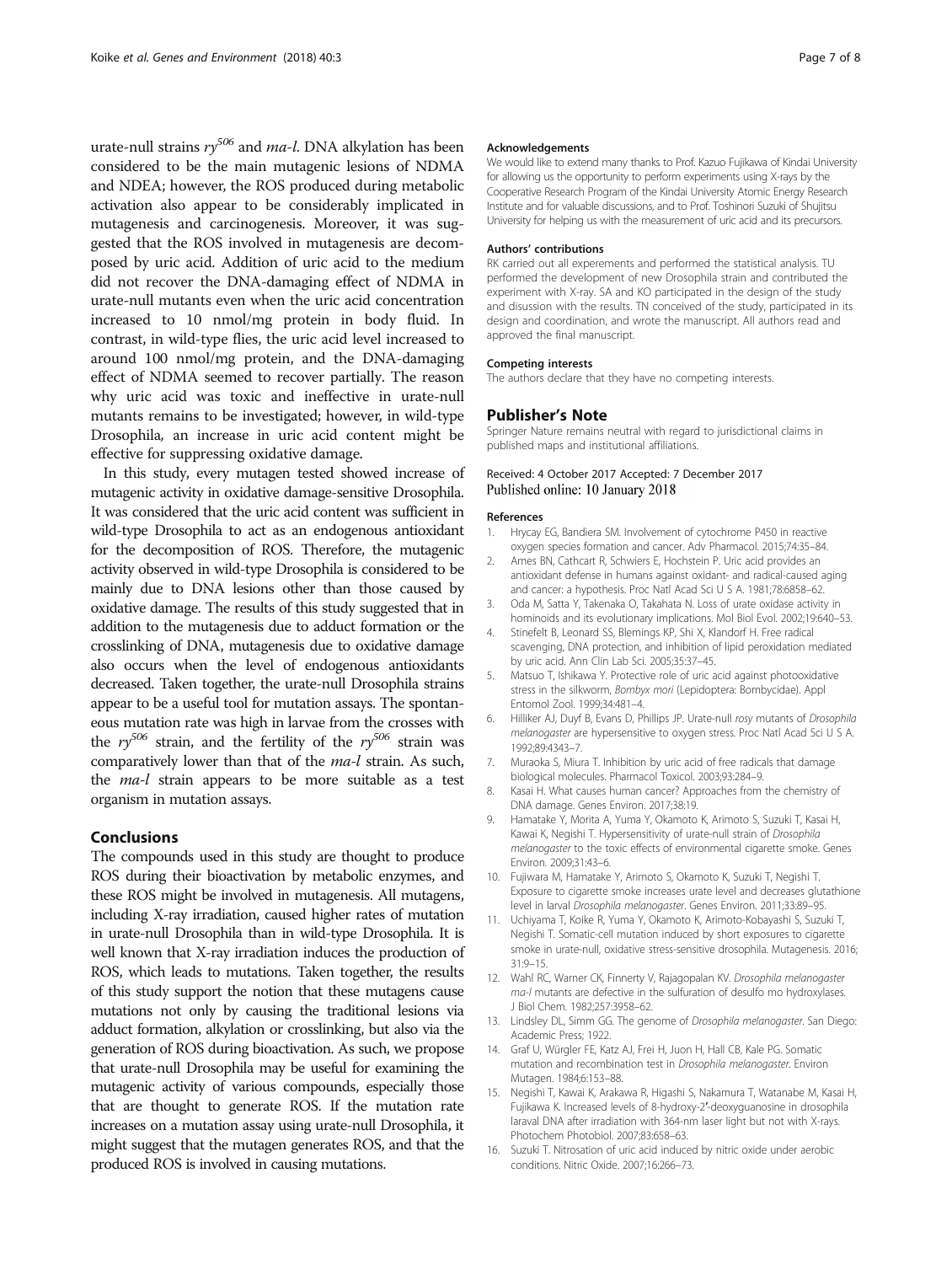urate-null strains *ry*$^{506}$ and *ma-l*. DNA alkylation has been considered to be the main mutagenic lesions of NDMA and NDEA; however, the ROS produced during metabolic activation also appear to be considerably implicated in mutagenesis and carcinogenesis. Moreover, it was suggested that the ROS involved in mutagenesis are decomposed by uric acid. Addition of uric acid to the medium did not recover the DNA-damaging effect of NDMA in urate-null mutants even when the uric acid concentration increased to 10 nmol/mg protein in body fluid. In contrast, in wild-type flies, the uric acid level increased to around 100 nmol/mg protein, and the DNA-damaging effect of NDMA seemed to recover partially. The reason why uric acid was toxic and ineffective in urate-null mutants remains to be investigated; however, in wild-type Drosophila, an increase in uric acid content might be effective for suppressing oxidative damage.

In this study, every mutagen tested showed increase of mutagenic activity in oxidative damage-sensitive Drosophila. It was considered that the uric acid content was sufficient in wild-type Drosophila to act as an endogenous antioxidant for the decomposition of ROS. Therefore, the mutagenic activity observed in wild-type Drosophila is considered to be mainly due to DNA lesions other than those caused by oxidative damage. The results of this study suggested that in addition to the mutagenesis due to adduct formation or the crosslinking of DNA, mutagenesis due to oxidative damage also occurs when the level of endogenous antioxidants decreased. Taken together, the urate-null Drosophila strains appear to be a useful tool for mutation assays. The spontaneous mutation rate was high in larvae from the crosses with the *ry*$^{506}$ strain, and the fertility of the *ry*$^{506}$ strain was comparatively lower than that of the *ma-l* strain. As such, the *ma-l* strain appears to be more suitable as a test organism in mutation assays.

## Conclusions

The compounds used in this study are thought to produce ROS during their bioactivation by metabolic enzymes, and these ROS might be involved in mutagenesis. All mutagens, including X-ray irradiation, caused higher rates of mutation in urate-null Drosophila than in wild-type Drosophila. It is well known that X-ray irradiation induces the production of ROS, which leads to mutations. Taken together, the results of this study support the notion that these mutagens cause mutations not only by causing the traditional lesions via adduct formation, alkylation or crosslinking, but also via the generation of ROS during bioactivation. As such, we propose that urate-null Drosophila may be useful for examining the mutagenic activity of various compounds, especially those that are thought to generate ROS. If the mutation rate increases on a mutation assay using urate-null Drosophila, it might suggest that the mutagen generates ROS, and that the produced ROS is involved in causing mutations.

#### Acknowledgements

We would like to extend many thanks to Prof. Kazuo Fujikawa of Kindai University for allowing us the opportunity to perform experiments using X-rays by the Cooperative Research Program of the Kindai University Atomic Energy Research Institute and for valuable discussions, and to Prof. Toshinori Suzuki of Shujitsu University for helping us with the measurement of uric acid and its precursors.

#### Authors' contributions

RK carried out all experements and performed the statistical analysis. TU performed the development of new Drosophila strain and contributed the experiment with X-ray. SA and KO participated in the design of the study and disussion with the results. TN conceived of the study, participated in its design and coordination, and wrote the manuscript. All authors read and approved the final manuscript.

#### Competing interests

The authors declare that they have no competing interests.

## Publisher's Note

Springer Nature remains neutral with regard to jurisdictional claims in published maps and institutional affiliations.

Received: 4 October 2017 Accepted: 7 December 2017
Published online: 10 January 2018

#### References

1. Hrycay EG, Bandiera SM. Involvement of cytochrome P450 in reactive oxygen species formation and cancer. Adv Pharmacol. 2015;74:35–84.
2. Ames BN, Cathcart R, Schwiers E, Hochstein P. Uric acid provides an antioxidant defense in humans against oxidant- and radical-caused aging and cancer: a hypothesis. Proc Natl Acad Sci U S A. 1981;78:6858–62.
3. Oda M, Satta Y, Takenaka O, Takahata N. Loss of urate oxidase activity in hominoids and its evolutionary implications. Mol Biol Evol. 2002;19:640–53.
4. Stinefelt B, Leonard SS, Blemings KP, Shi X, Klandorf H. Free radical scavenging, DNA protection, and inhibition of lipid peroxidation mediated by uric acid. Ann Clin Lab Sci. 2005;35:37–45.
5. Matsuo T, Ishikawa Y. Protective role of uric acid against photooxidative stress in the silkworm, *Bombyx mori* (Lepidoptera: Bombycidae). Appl Entomol Zool. 1999;34:481–4.
6. Hilliker AJ, Duyf B, Evans D, Phillips JP. Urate-null *rosy* mutants of *Drosophila melanogaster* are hypersensitive to oxygen stress. Proc Natl Acad Sci U S A. 1992;89:4343–7.
7. Muraoka S, Miura T. Inhibition by uric acid of free radicals that damage biological molecules. Pharmacol Toxicol. 2003;93:284–9.
8. Kasai H. What causes human cancer? Approaches from the chemistry of DNA damage. Genes Environ. 2017;38:19.
9. Hamatake Y, Morita A, Yuma Y, Okamoto K, Arimoto S, Suzuki T, Kasai H, Kawai K, Negishi T. Hypersensitivity of urate-null strain of *Drosophila melanogaster* to the toxic effects of environmental cigarette smoke. Genes Environ. 2009;31:43–6.
10. Fujiwara M, Hamatake Y, Arimoto S, Okamoto K, Suzuki T, Negishi T. Exposure to cigarette smoke increases urate level and decreases glutathione level in larval *Drosophila melanogaster*. Genes Environ. 2011;33:89–95.
11. Uchiyama T, Koike R, Yuma Y, Okamoto K, Arimoto-Kobayashi S, Suzuki T, Negishi T. Somatic-cell mutation induced by short exposures to cigarette smoke in urate-null, oxidative stress-sensitive drosophila. Mutagenesis. 2016;31:9–15.
12. Wahl RC, Warner CK, Finnerty V, Rajagopalan KV. *Drosophila melanogaster ma-l* mutants are defective in the sulfuration of desulfo mo hydroxylases. J Biol Chem. 1982;257:3958–62.
13. Lindsley DL, Simm GG. The genome of *Drosophila melanogaster*. San Diego: Academic Press; 1922.
14. Graf U, Würgler FE, Katz AJ, Frei H, Juon H, Hall CB, Kale PG. Somatic mutation and recombination test in *Drosophila melanogaster*. Environ Mutagen. 1984;6:153–88.
15. Negishi T, Kawai K, Arakawa R, Higashi S, Nakamura T, Watanabe M, Kasai H, Fujikawa K. Increased levels of 8-hydroxy-2′-deoxyguanosine in drosophila laraval DNA after irradiation with 364-nm laser light but not with X-rays. Photochem Photobiol. 2007;83:658–63.
16. Suzuki T. Nitrosation of uric acid induced by nitric oxide under aerobic conditions. Nitric Oxide. 2007;16:266–73.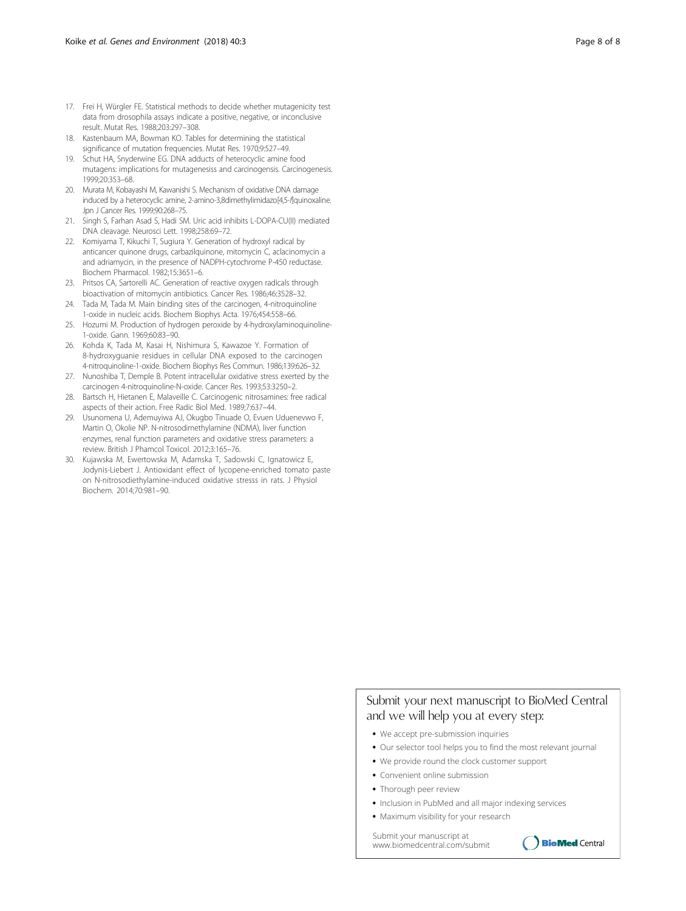17. Frei H, Würgler FE. Statistical methods to decide whether mutagenicity test data from drosophila assays indicate a positive, negative, or inconclusive result. Mutat Res. 1988;203:297–308.
18. Kastenbaum MA, Bowman KO. Tables for determining the statistical significance of mutation frequencies. Mutat Res. 1970;9:527–49.
19. Schut HA, Snyderwine EG. DNA adducts of heterocyclic amine food mutagens: implications for mutagenesiss and carcinogensis. Carcinogenesis. 1999;20:353–68.
20. Murata M, Kobayashi M, Kawanishi S. Mechanism of oxidative DNA damage induced by a heterocyclic amine, 2-amino-3,8dimethylimidazo[4,5-*f*]quinoxaline. Jpn J Cancer Res. 1999;90:268–75.
21. Singh S, Farhan Asad S, Hadi SM. Uric acid inhibits L-DOPA-CU(II) mediated DNA cleavage. Neurosci Lett. 1998;258:69–72.
22. Komiyama T, Kikuchi T, Sugiura Y. Generation of hydroxyl radical by anticancer quinone drugs, carbazilquinone, mitomycin C, aclacinomycin a and adriamycin, in the presence of NADPH-cytochrome P-450 reductase. Biochem Pharmacol. 1982;15:3651–6.
23. Pritsos CA, Sartorelli AC. Generation of reactive oxygen radicals through bioactivation of mitomycin antibiotics. Cancer Res. 1986;46:3528–32.
24. Tada M, Tada M. Main binding sites of the carcinogen, 4-nitroquinoline 1-oxide in nucleic acids. Biochem Biophys Acta. 1976;454:558–66.
25. Hozumi M. Production of hydrogen peroxide by 4-hydroxylaminoquinoline-1-oxide. Gann. 1969;60:83–90.
26. Kohda K, Tada M, Kasai H, Nishimura S, Kawazoe Y. Formation of 8-hydroxyguanie residues in cellular DNA exposed to the carcinogen 4-nitroquinoline-1-oxide. Biochem Biophys Res Commun. 1986;139:626–32.
27. Nunoshiba T, Demple B. Potent intracellular oxidative stress exerted by the carcinogen 4-nitroquinoline-N-oxide. Cancer Res. 1993;53:3250–2.
28. Bartsch H, Hietanen E, Malaveille C. Carcinogenic nitrosamines: free radical aspects of their action. Free Radic Biol Med. 1989;7:637–44.
29. Usunomena U, Ademuyiwa AJ, Okugbo Tinuade O, Evuen Uduenevwo F, Martin O, Okolie NP. N-nitrosodimethylamine (NDMA), liver function enzymes, renal function parameters and oxidative stress parameters: a review. British J Phamcol Toxicol. 2012;3:165–76.
30. Kujawska M, Ewertowska M, Adamska T, Sadowski C, Ignatowicz E, Jodynis-Liebert J. Antioxidant effect of lycopene-enriched tomato paste on N-nitrosodiethylamine-induced oxidative stresss in rats. J Physiol Biochem. 2014;70:981–90.

Submit your next manuscript to BioMed Central and we will help you at every step:

- We accept pre-submission inquiries
- Our selector tool helps you to find the most relevant journal
- We provide round the clock customer support
- Convenient online submission
- Thorough peer review
- Inclusion in PubMed and all major indexing services
- Maximum visibility for your research

Submit your manuscript at
www.biomedcentral.com/submit

BioMed Central